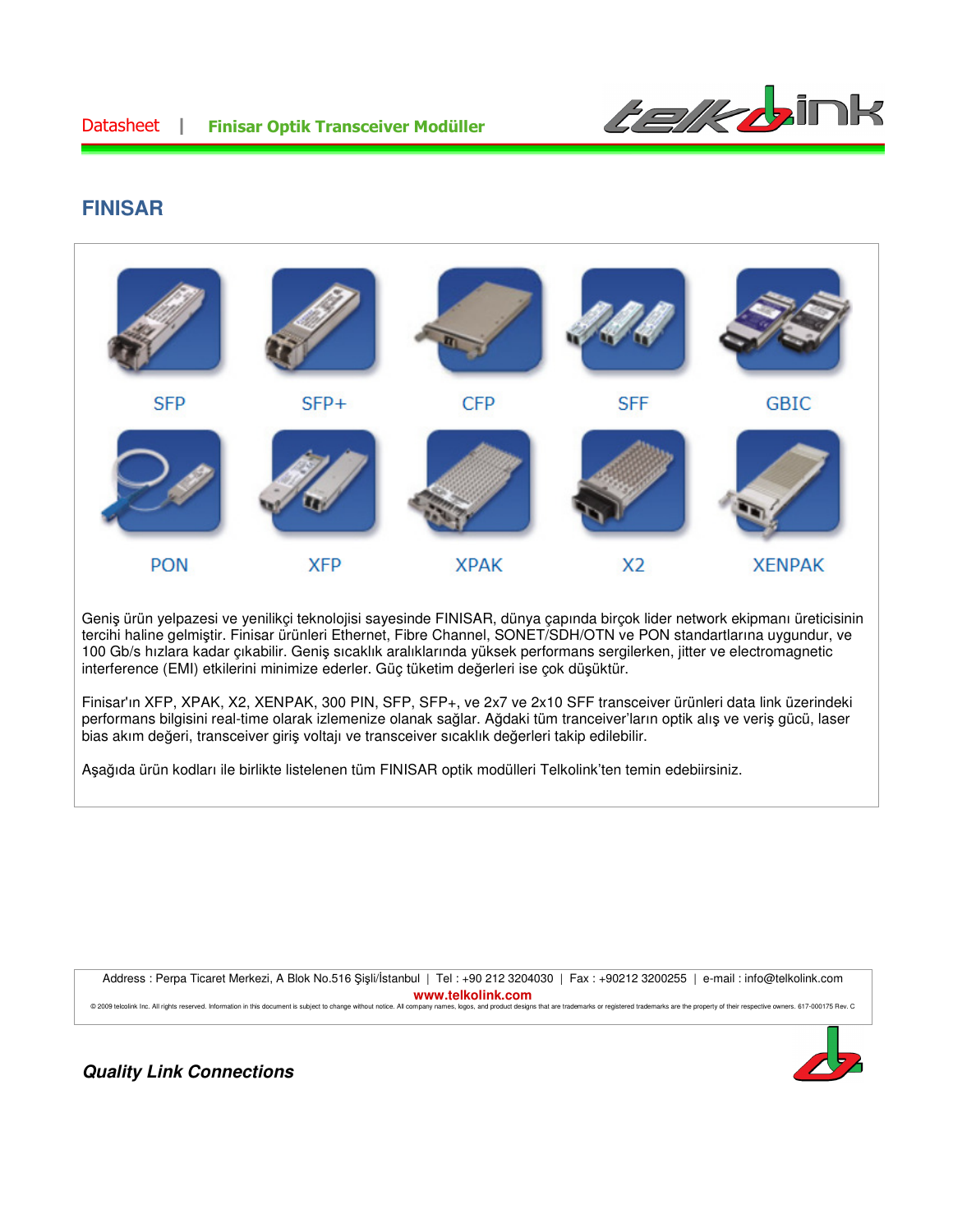# FINISAR

SFP | SFP+ | CFP | SFF | GBIC

PON | XFP | XPAK | X2 | XENPAK

Geniş ürün yelpazesi ve yenilikçi teknolojisi sayesinde FINISAR, dünya çapında birçok lider network ekipmanı üreticisinin tercihi haline gelmiştir. Finisar ürünleri Ethernet, Fibre Channel, SONET/SDH/OTN ve PON standartlarına uygundur, ve 100 Gb/s hızlara kadar çıkabilir. Geniş sıcaklık aralıklarında yüksek performans sergilerken, jitter ve electromagnetic interference (EMI) etkilerini minimize ederler. Güç tüketim değerleri ise çok düşüktür.

Finisar'ın XFP, XPAK, X2, XENPAK, 300 PIN, SFP, SFP+, ve 2x7 ve 2x10 SFF transceiver ürünleri data link üzerindeki performans bilgisini real-time olarak izlemenize olanak sağlar. Ağdaki tüm tranceiver'ların optik alış ve veriş gücü, laser bias akım değeri, transceiver giriş voltajı ve transceiver sıcaklık değerleri takip edilebilir.

Aşağıda ürün kodları ile birlikte listelenen tüm FINISAR optik modülleri Telkolink'ten temin edebiirsiniz.

Address : Perpa Ticaret Merkezi, A Blok No.516 Şişli/İstanbul | Tel : +90 212 3204030 | Fax : +90212 3200255 | e-mail : info@telkolink.com

**www.telkolink.com**

© 2009 telcolink Inc. All rights reserved. Information in this document is subject to change without notice. All company names, logos, and product designs that are trademarks or registered trademarks are the property of their respective owners. 617-000175 Rev. C

***Quality Link Connections***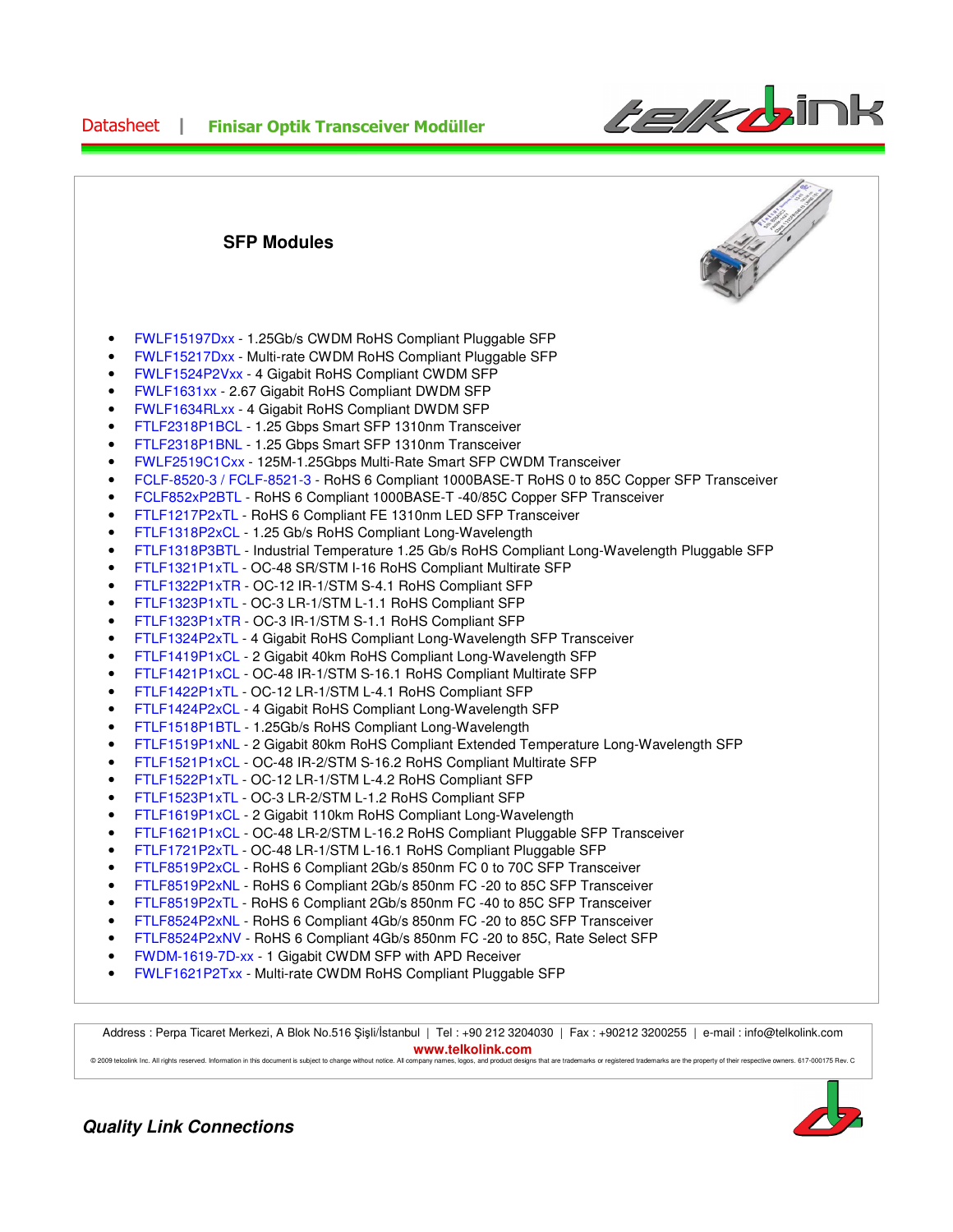## SFP Modules

- FWLF15197Dxx - 1.25Gb/s CWDM RoHS Compliant Pluggable SFP
- FWLF15217Dxx - Multi-rate CWDM RoHS Compliant Pluggable SFP
- FWLF1524P2Vxx - 4 Gigabit RoHS Compliant CWDM SFP
- FWLF1631xx - 2.67 Gigabit RoHS Compliant DWDM SFP
- FWLF1634RLxx - 4 Gigabit RoHS Compliant DWDM SFP
- FTLF2318P1BCL - 1.25 Gbps Smart SFP 1310nm Transceiver
- FTLF2318P1BNL - 1.25 Gbps Smart SFP 1310nm Transceiver
- FWLF2519C1Cxx - 125M-1.25Gbps Multi-Rate Smart SFP CWDM Transceiver
- FCLF-8520-3 / FCLF-8521-3 - RoHS 6 Compliant 1000BASE-T RoHS 0 to 85C Copper SFP Transceiver
- FCLF852xP2BTL - RoHS 6 Compliant 1000BASE-T -40/85C Copper SFP Transceiver
- FTLF1217P2xTL - RoHS 6 Compliant FE 1310nm LED SFP Transceiver
- FTLF1318P2xCL - 1.25 Gb/s RoHS Compliant Long-Wavelength
- FTLF1318P3BTL - Industrial Temperature 1.25 Gb/s RoHS Compliant Long-Wavelength Pluggable SFP
- FTLF1321P1xTL - OC-48 SR/STM I-16 RoHS Compliant Multirate SFP
- FTLF1322P1xTR - OC-12 IR-1/STM S-4.1 RoHS Compliant SFP
- FTLF1323P1xTL - OC-3 LR-1/STM L-1.1 RoHS Compliant SFP
- FTLF1323P1xTR - OC-3 IR-1/STM S-1.1 RoHS Compliant SFP
- FTLF1324P2xTL - 4 Gigabit RoHS Compliant Long-Wavelength SFP Transceiver
- FTLF1419P1xCL - 2 Gigabit 40km RoHS Compliant Long-Wavelength SFP
- FTLF1421P1xCL - OC-48 IR-1/STM S-16.1 RoHS Compliant Multirate SFP
- FTLF1422P1xTL - OC-12 LR-1/STM L-4.1 RoHS Compliant SFP
- FTLF1424P2xCL - 4 Gigabit RoHS Compliant Long-Wavelength SFP
- FTLF1518P1BTL - 1.25Gb/s RoHS Compliant Long-Wavelength
- FTLF1519P1xNL - 2 Gigabit 80km RoHS Compliant Extended Temperature Long-Wavelength SFP
- FTLF1521P1xCL - OC-48 IR-2/STM S-16.2 RoHS Compliant Multirate SFP
- FTLF1522P1xTL - OC-12 LR-1/STM L-4.2 RoHS Compliant SFP
- FTLF1523P1xTL - OC-3 LR-2/STM L-1.2 RoHS Compliant SFP
- FTLF1619P1xCL - 2 Gigabit 110km RoHS Compliant Long-Wavelength
- FTLF1621P1xCL - OC-48 LR-2/STM L-16.2 RoHS Compliant Pluggable SFP Transceiver
- FTLF1721P2xTL - OC-48 LR-1/STM L-16.1 RoHS Compliant Pluggable SFP
- FTLF8519P2xCL - RoHS 6 Compliant 2Gb/s 850nm FC 0 to 70C SFP Transceiver
- FTLF8519P2xNL - RoHS 6 Compliant 2Gb/s 850nm FC -20 to 85C SFP Transceiver
- FTLF8519P2xTL - RoHS 6 Compliant 2Gb/s 850nm FC -40 to 85C SFP Transceiver
- FTLF8524P2xNL - RoHS 6 Compliant 4Gb/s 850nm FC -20 to 85C SFP Transceiver
- FTLF8524P2xNV - RoHS 6 Compliant 4Gb/s 850nm FC -20 to 85C, Rate Select SFP
- FWDM-1619-7D-xx - 1 Gigabit CWDM SFP with APD Receiver
- FWLF1621P2Txx - Multi-rate CWDM RoHS Compliant Pluggable SFP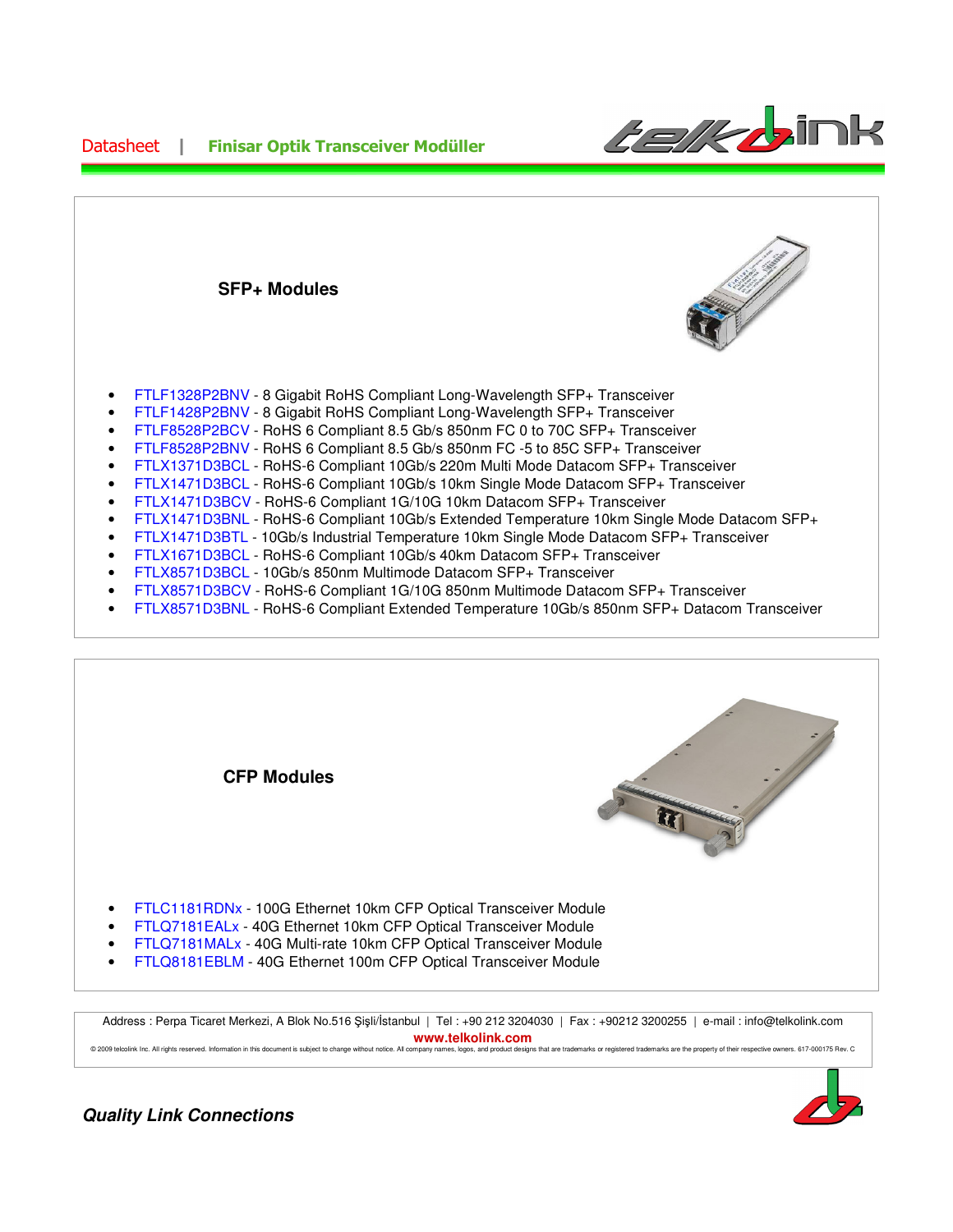## SFP+ Modules

- FTLF1328P2BNV - 8 Gigabit RoHS Compliant Long-Wavelength SFP+ Transceiver
- FTLF1428P2BNV - 8 Gigabit RoHS Compliant Long-Wavelength SFP+ Transceiver
- FTLF8528P2BCV - RoHS 6 Compliant 8.5 Gb/s 850nm FC 0 to 70C SFP+ Transceiver
- FTLF8528P2BNV - RoHS 6 Compliant 8.5 Gb/s 850nm FC -5 to 85C SFP+ Transceiver
- FTLX1371D3BCL - RoHS-6 Compliant 10Gb/s 220m Multi Mode Datacom SFP+ Transceiver
- FTLX1471D3BCL - RoHS-6 Compliant 10Gb/s 10km Single Mode Datacom SFP+ Transceiver
- FTLX1471D3BCV - RoHS-6 Compliant 1G/10G 10km Datacom SFP+ Transceiver
- FTLX1471D3BNL - RoHS-6 Compliant 10Gb/s Extended Temperature 10km Single Mode Datacom SFP+
- FTLX1471D3BTL - 10Gb/s Industrial Temperature 10km Single Mode Datacom SFP+ Transceiver
- FTLX1671D3BCL - RoHS-6 Compliant 10Gb/s 40km Datacom SFP+ Transceiver
- FTLX8571D3BCL - 10Gb/s 850nm Multimode Datacom SFP+ Transceiver
- FTLX8571D3BCV - RoHS-6 Compliant 1G/10G 850nm Multimode Datacom SFP+ Transceiver
- FTLX8571D3BNL - RoHS-6 Compliant Extended Temperature 10Gb/s 850nm SFP+ Datacom Transceiver

## CFP Modules

- FTLC1181RDNx - 100G Ethernet 10km CFP Optical Transceiver Module
- FTLQ7181EALx - 40G Ethernet 10km CFP Optical Transceiver Module
- FTLQ7181MALx - 40G Multi-rate 10km CFP Optical Transceiver Module
- FTLQ8181EBLM - 40G Ethernet 100m CFP Optical Transceiver Module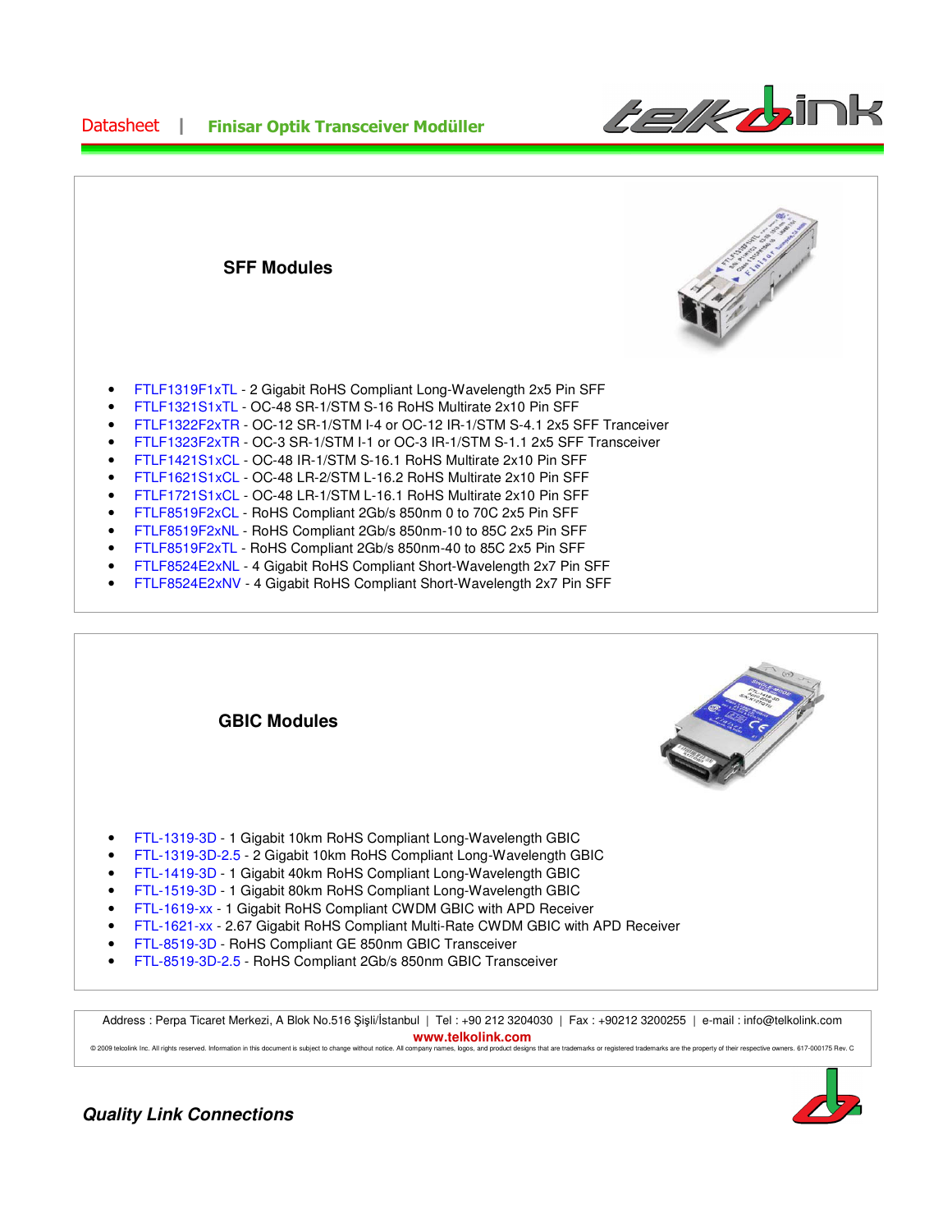## SFF Modules

- FTLF1319F1xTL - 2 Gigabit RoHS Compliant Long-Wavelength 2x5 Pin SFF
- FTLF1321S1xTL - OC-48 SR-1/STM S-16 RoHS Multirate 2x10 Pin SFF
- FTLF1322F2xTR - OC-12 SR-1/STM I-4 or OC-12 IR-1/STM S-4.1 2x5 SFF Tranceiver
- FTLF1323F2xTR - OC-3 SR-1/STM I-1 or OC-3 IR-1/STM S-1.1 2x5 SFF Transceiver
- FTLF1421S1xCL - OC-48 IR-1/STM S-16.1 RoHS Multirate 2x10 Pin SFF
- FTLF1621S1xCL - OC-48 LR-2/STM L-16.2 RoHS Multirate 2x10 Pin SFF
- FTLF1721S1xCL - OC-48 LR-1/STM L-16.1 RoHS Multirate 2x10 Pin SFF
- FTLF8519F2xCL - RoHS Compliant 2Gb/s 850nm 0 to 70C 2x5 Pin SFF
- FTLF8519F2xNL - RoHS Compliant 2Gb/s 850nm-10 to 85C 2x5 Pin SFF
- FTLF8519F2xTL - RoHS Compliant 2Gb/s 850nm-40 to 85C 2x5 Pin SFF
- FTLF8524E2xNL - 4 Gigabit RoHS Compliant Short-Wavelength 2x7 Pin SFF
- FTLF8524E2xNV - 4 Gigabit RoHS Compliant Short-Wavelength 2x7 Pin SFF

## GBIC Modules

- FTL-1319-3D - 1 Gigabit 10km RoHS Compliant Long-Wavelength GBIC
- FTL-1319-3D-2.5 - 2 Gigabit 10km RoHS Compliant Long-Wavelength GBIC
- FTL-1419-3D - 1 Gigabit 40km RoHS Compliant Long-Wavelength GBIC
- FTL-1519-3D - 1 Gigabit 80km RoHS Compliant Long-Wavelength GBIC
- FTL-1619-xx - 1 Gigabit RoHS Compliant CWDM GBIC with APD Receiver
- FTL-1621-xx - 2.67 Gigabit RoHS Compliant Multi-Rate CWDM GBIC with APD Receiver
- FTL-8519-3D - RoHS Compliant GE 850nm GBIC Transceiver
- FTL-8519-3D-2.5 - RoHS Compliant 2Gb/s 850nm GBIC Transceiver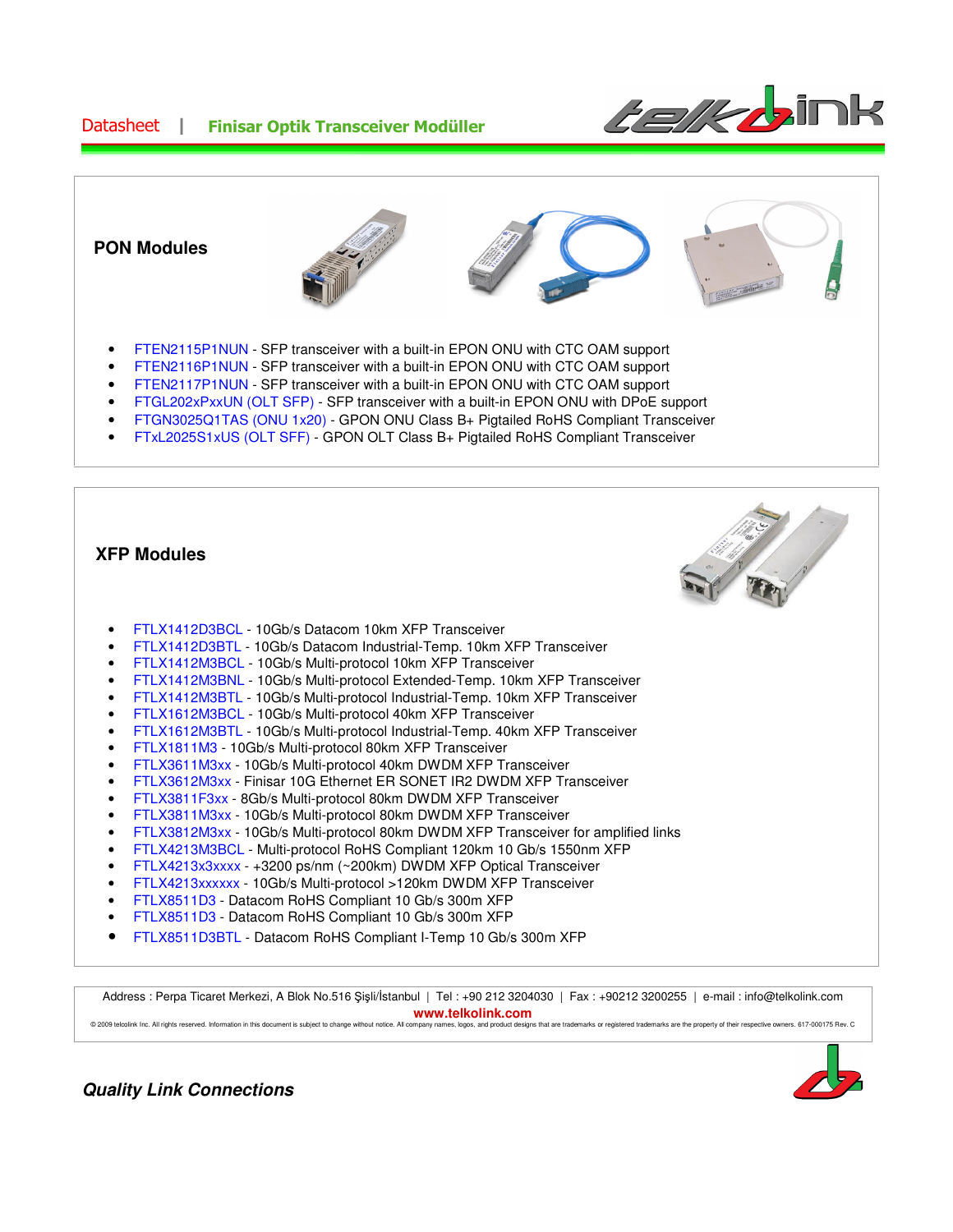## PON Modules

- FTEN2115P1NUN - SFP transceiver with a built-in EPON ONU with CTC OAM support
- FTEN2116P1NUN - SFP transceiver with a built-in EPON ONU with CTC OAM support
- FTEN2117P1NUN - SFP transceiver with a built-in EPON ONU with CTC OAM support
- FTGL202xPxxUN (OLT SFP) - SFP transceiver with a built-in EPON ONU with DPoE support
- FTGN3025Q1TAS (ONU 1x20) - GPON ONU Class B+ Pigtailed RoHS Compliant Transceiver
- FTxL2025S1xUS (OLT SFF) - GPON OLT Class B+ Pigtailed RoHS Compliant Transceiver

## XFP Modules

- FTLX1412D3BCL - 10Gb/s Datacom 10km XFP Transceiver
- FTLX1412D3BTL - 10Gb/s Datacom Industrial-Temp. 10km XFP Transceiver
- FTLX1412M3BCL - 10Gb/s Multi-protocol 10km XFP Transceiver
- FTLX1412M3BNL - 10Gb/s Multi-protocol Extended-Temp. 10km XFP Transceiver
- FTLX1412M3BTL - 10Gb/s Multi-protocol Industrial-Temp. 10km XFP Transceiver
- FTLX1612M3BCL - 10Gb/s Multi-protocol 40km XFP Transceiver
- FTLX1612M3BTL - 10Gb/s Multi-protocol Industrial-Temp. 40km XFP Transceiver
- FTLX1811M3 - 10Gb/s Multi-protocol 80km XFP Transceiver
- FTLX3611M3xx - 10Gb/s Multi-protocol 40km DWDM XFP Transceiver
- FTLX3612M3xx - Finisar 10G Ethernet ER SONET IR2 DWDM XFP Transceiver
- FTLX3811F3xx - 8Gb/s Multi-protocol 80km DWDM XFP Transceiver
- FTLX3811M3xx - 10Gb/s Multi-protocol 80km DWDM XFP Transceiver
- FTLX3812M3xx - 10Gb/s Multi-protocol 80km DWDM XFP Transceiver for amplified links
- FTLX4213M3BCL - Multi-protocol RoHS Compliant 120km 10 Gb/s 1550nm XFP
- FTLX4213x3xxxx - +3200 ps/nm (~200km) DWDM XFP Optical Transceiver
- FTLX4213xxxxxx - 10Gb/s Multi-protocol >120km DWDM XFP Transceiver
- FTLX8511D3 - Datacom RoHS Compliant 10 Gb/s 300m XFP
- FTLX8511D3 - Datacom RoHS Compliant 10 Gb/s 300m XFP
- FTLX8511D3BTL - Datacom RoHS Compliant I-Temp 10 Gb/s 300m XFP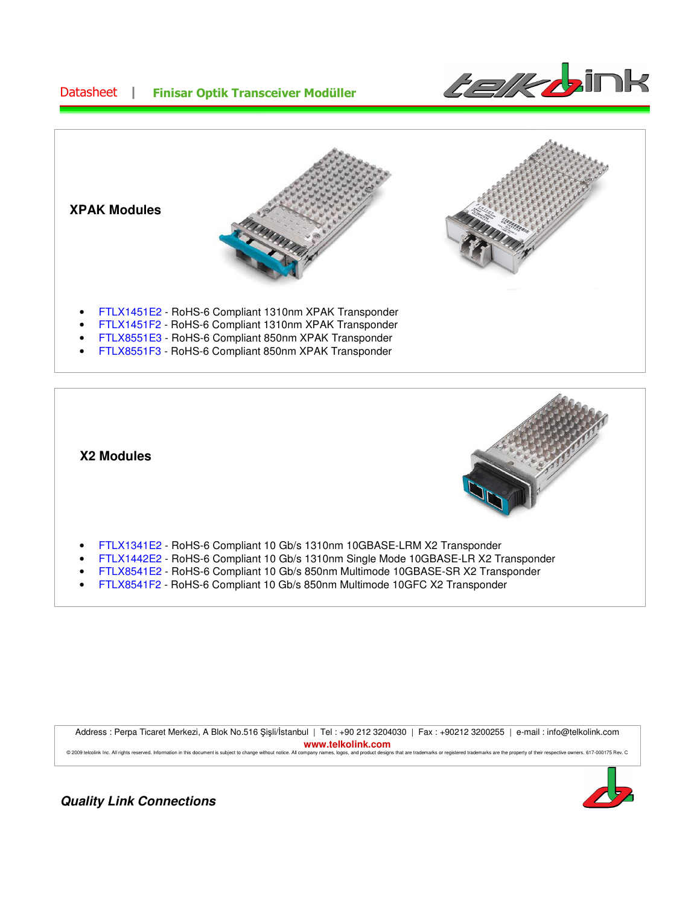## XPAK Modules

- FTLX1451E2 - RoHS-6 Compliant 1310nm XPAK Transponder
- FTLX1451F2 - RoHS-6 Compliant 1310nm XPAK Transponder
- FTLX8551E3 - RoHS-6 Compliant 850nm XPAK Transponder
- FTLX8551F3 - RoHS-6 Compliant 850nm XPAK Transponder

## X2 Modules

- FTLX1341E2 - RoHS-6 Compliant 10 Gb/s 1310nm 10GBASE-LRM X2 Transponder
- FTLX1442E2 - RoHS-6 Compliant 10 Gb/s 1310nm Single Mode 10GBASE-LR X2 Transponder
- FTLX8541E2 - RoHS-6 Compliant 10 Gb/s 850nm Multimode 10GBASE-SR X2 Transponder
- FTLX8541F2 - RoHS-6 Compliant 10 Gb/s 850nm Multimode 10GFC X2 Transponder